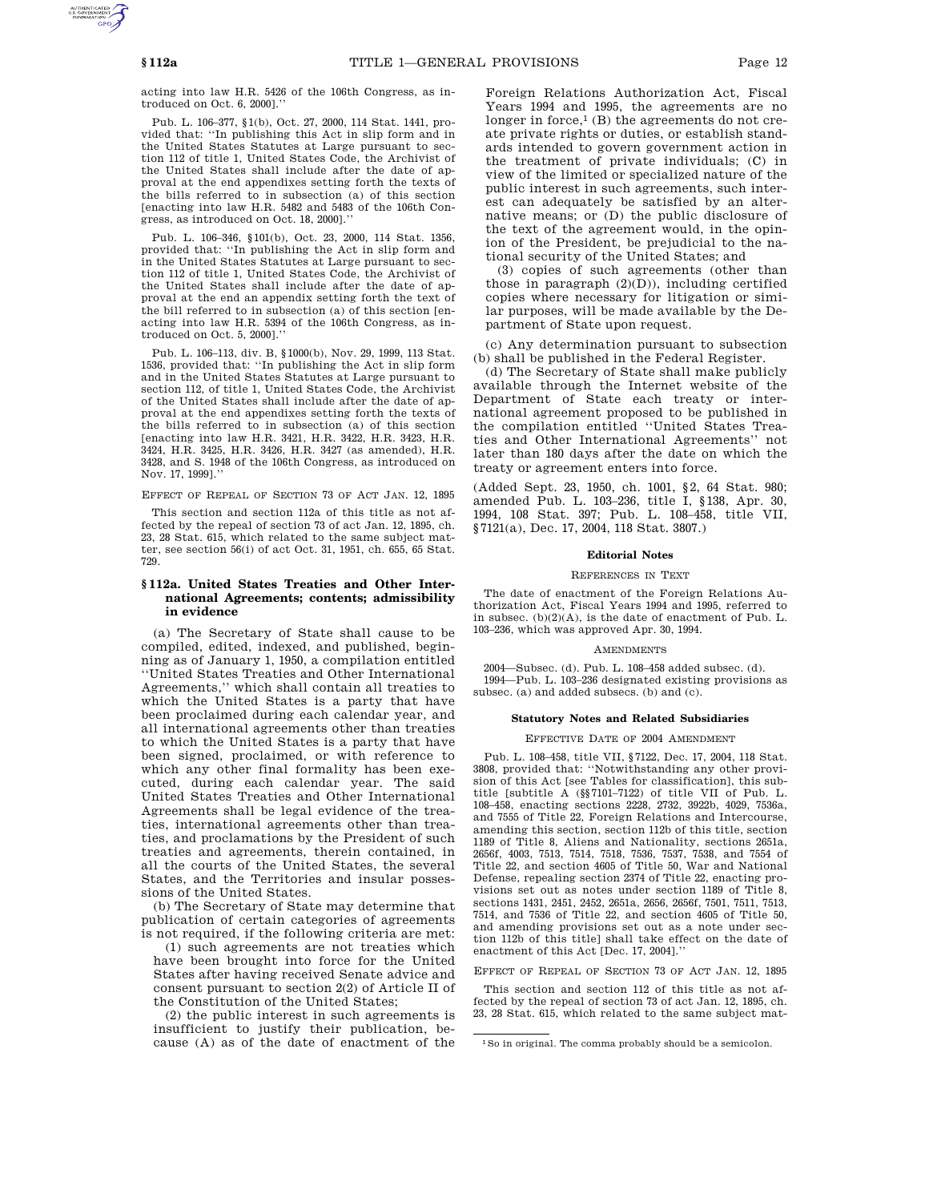acting into law H.R. 5426 of the 106th Congress, as introduced on Oct. 6, 2000].''

Pub. L. 106–377, §1(b), Oct. 27, 2000, 114 Stat. 1441, provided that: ''In publishing this Act in slip form and in the United States Statutes at Large pursuant to section 112 of title 1, United States Code, the Archivist of the United States shall include after the date of approval at the end appendixes setting forth the texts of the bills referred to in subsection (a) of this section [enacting into law H.R. 5482 and 5483 of the 106th Congress, as introduced on Oct. 18, 2000].''

Pub. L. 106–346, §101(b), Oct. 23, 2000, 114 Stat. 1356, provided that: ''In publishing the Act in slip form and in the United States Statutes at Large pursuant to section 112 of title 1, United States Code, the Archivist of the United States shall include after the date of approval at the end an appendix setting forth the text of the bill referred to in subsection (a) of this section [enacting into law H.R. 5394 of the 106th Congress, as introduced on Oct. 5, 2000].''

Pub. L. 106–113, div. B, §1000(b), Nov. 29, 1999, 113 Stat. 1536, provided that: ''In publishing the Act in slip form and in the United States Statutes at Large pursuant to section 112, of title 1, United States Code, the Archivist of the United States shall include after the date of approval at the end appendixes setting forth the texts of the bills referred to in subsection (a) of this section [enacting into law H.R. 3421, H.R. 3422, H.R. 3423, H.R. 3424, H.R. 3425, H.R. 3426, H.R. 3427 (as amended), H.R. 3428, and S. 1948 of the 106th Congress, as introduced on Nov. 17, 1999].''

EFFECT OF REPEAL OF SECTION 73 OF ACT JAN. 12, 1895

This section and section 112a of this title as not affected by the repeal of section 73 of act Jan. 12, 1895, ch. 23, 28 Stat. 615, which related to the same subject matter, see section 56(i) of act Oct. 31, 1951, ch. 655, 65 Stat. 729.

### §112a. United States Treaties and Other International Agreements; contents; admissibility in evidence

(a) The Secretary of State shall cause to be compiled, edited, indexed, and published, beginning as of January 1, 1950, a compilation entitled ''United States Treaties and Other International Agreements,'' which shall contain all treaties to which the United States is a party that have been proclaimed during each calendar year, and all international agreements other than treaties to which the United States is a party that have been signed, proclaimed, or with reference to which any other final formality has been executed, during each calendar year. The said United States Treaties and Other International Agreements shall be legal evidence of the treaties, international agreements other than treaties, and proclamations by the President of such treaties and agreements, therein contained, in all the courts of the United States, the several States, and the Territories and insular possessions of the United States.

(b) The Secretary of State may determine that publication of certain categories of agreements is not required, if the following criteria are met:

(1) such agreements are not treaties which have been brought into force for the United States after having received Senate advice and consent pursuant to section 2(2) of Article II of the Constitution of the United States;

(2) the public interest in such agreements is insufficient to justify their publication, because (A) as of the date of enactment of the Foreign Relations Authorization Act, Fiscal Years 1994 and 1995, the agreements are no longer in force,[1] (B) the agreements do not create private rights or duties, or establish standards intended to govern government action in the treatment of private individuals; (C) in view of the limited or specialized nature of the public interest in such agreements, such interest can adequately be satisfied by an alternative means; or (D) the public disclosure of the text of the agreement would, in the opinion of the President, be prejudicial to the national security of the United States; and

(3) copies of such agreements (other than those in paragraph (2)(D)), including certified copies where necessary for litigation or similar purposes, will be made available by the Department of State upon request.

(c) Any determination pursuant to subsection (b) shall be published in the Federal Register.

(d) The Secretary of State shall make publicly available through the Internet website of the Department of State each treaty or international agreement proposed to be published in the compilation entitled ''United States Treaties and Other International Agreements'' not later than 180 days after the date on which the treaty or agreement enters into force.

(Added Sept. 23, 1950, ch. 1001, §2, 64 Stat. 980; amended Pub. L. 103–236, title I, §138, Apr. 30, 1994, 108 Stat. 397; Pub. L. 108–458, title VII, §7121(a), Dec. 17, 2004, 118 Stat. 3807.)

#### Editorial Notes

REFERENCES IN TEXT

The date of enactment of the Foreign Relations Authorization Act, Fiscal Years 1994 and 1995, referred to in subsec. (b)(2)(A), is the date of enactment of Pub. L. 103–236, which was approved Apr. 30, 1994.

AMENDMENTS

2004—Subsec. (d). Pub. L. 108–458 added subsec. (d).

1994—Pub. L. 103–236 designated existing provisions as subsec. (a) and added subsecs. (b) and (c).

#### Statutory Notes and Related Subsidiaries

EFFECTIVE DATE OF 2004 AMENDMENT

Pub. L. 108–458, title VII, §7122, Dec. 17, 2004, 118 Stat. 3808, provided that: ''Notwithstanding any other provision of this Act [see Tables for classification], this subtitle [subtitle A (§§7101–7122) of title VII of Pub. L. 108–458, enacting sections 2228, 2732, 3922b, 4029, 7536a, and 7555 of Title 22, Foreign Relations and Intercourse, amending this section, section 112b of this title, section 1189 of Title 8, Aliens and Nationality, sections 2651a, 2656f, 4003, 7513, 7514, 7518, 7536, 7537, 7538, and 7554 of Title 22, and section 4605 of Title 50, War and National Defense, repealing section 2374 of Title 22, enacting provisions set out as notes under section 1189 of Title 8, sections 1431, 2451, 2452, 2651a, 2656, 2656f, 7501, 7511, 7513, 7514, and 7536 of Title 22, and section 4605 of Title 50, and amending provisions set out as a note under section 112b of this title] shall take effect on the date of enactment of this Act [Dec. 17, 2004].''

EFFECT OF REPEAL OF SECTION 73 OF ACT JAN. 12, 1895

This section and section 112 of this title as not affected by the repeal of section 73 of act Jan. 12, 1895, ch. 23, 28 Stat. 615, which related to the same subject mat-

[1] So in original. The comma probably should be a semicolon.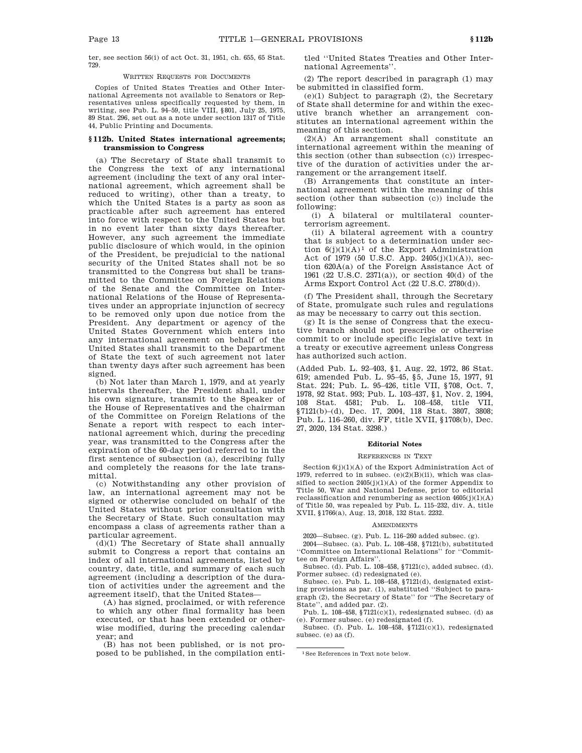ter, see section 56(i) of act Oct. 31, 1951, ch. 655, 65 Stat. 729.

WRITTEN REQUESTS FOR DOCUMENTS

Copies of United States Treaties and Other International Agreements not available to Senators or Representatives unless specifically requested by them, in writing, see Pub. L. 94–59, title VIII, §801, July 25, 1975, 89 Stat. 296, set out as a note under section 1317 of Title 44, Public Printing and Documents.

## §112b. United States international agreements; transmission to Congress

(a) The Secretary of State shall transmit to the Congress the text of any international agreement (including the text of any oral international agreement, which agreement shall be reduced to writing), other than a treaty, to which the United States is a party as soon as practicable after such agreement has entered into force with respect to the United States but in no event later than sixty days thereafter. However, any such agreement the immediate public disclosure of which would, in the opinion of the President, be prejudicial to the national security of the United States shall not be so transmitted to the Congress but shall be transmitted to the Committee on Foreign Relations of the Senate and the Committee on International Relations of the House of Representatives under an appropriate injunction of secrecy to be removed only upon due notice from the President. Any department or agency of the United States Government which enters into any international agreement on behalf of the United States shall transmit to the Department of State the text of such agreement not later than twenty days after such agreement has been signed.

(b) Not later than March 1, 1979, and at yearly intervals thereafter, the President shall, under his own signature, transmit to the Speaker of the House of Representatives and the chairman of the Committee on Foreign Relations of the Senate a report with respect to each international agreement which, during the preceding year, was transmitted to the Congress after the expiration of the 60-day period referred to in the first sentence of subsection (a), describing fully and completely the reasons for the late transmittal.

(c) Notwithstanding any other provision of law, an international agreement may not be signed or otherwise concluded on behalf of the United States without prior consultation with the Secretary of State. Such consultation may encompass a class of agreements rather than a particular agreement.

(d)(1) The Secretary of State shall annually submit to Congress a report that contains an index of all international agreements, listed by country, date, title, and summary of each such agreement (including a description of the duration of activities under the agreement and the agreement itself), that the United States—

(A) has signed, proclaimed, or with reference to which any other final formality has been executed, or that has been extended or otherwise modified, during the preceding calendar year; and

(B) has not been published, or is not proposed to be published, in the compilation entitled "United States Treaties and Other International Agreements".

(2) The report described in paragraph (1) may be submitted in classified form.

(e)(1) Subject to paragraph (2), the Secretary of State shall determine for and within the executive branch whether an arrangement constitutes an international agreement within the meaning of this section.

(2)(A) An arrangement shall constitute an international agreement within the meaning of this section (other than subsection (c)) irrespective of the duration of activities under the arrangement or the arrangement itself.

(B) Arrangements that constitute an international agreement within the meaning of this section (other than subsection (c)) include the following:

(i) A bilateral or multilateral counterterrorism agreement.

(ii) A bilateral agreement with a country that is subject to a determination under section 6(j)(1)(A)[1] of the Export Administration Act of 1979 (50 U.S.C. App. 2405(j)(1)(A)), section 620A(a) of the Foreign Assistance Act of 1961 (22 U.S.C. 2371(a)), or section 40(d) of the Arms Export Control Act (22 U.S.C. 2780(d)).

(f) The President shall, through the Secretary of State, promulgate such rules and regulations as may be necessary to carry out this section.

(g) It is the sense of Congress that the executive branch should not prescribe or otherwise commit to or include specific legislative text in a treaty or executive agreement unless Congress has authorized such action.

(Added Pub. L. 92–403, §1, Aug. 22, 1972, 86 Stat. 619; amended Pub. L. 95–45, §5, June 15, 1977, 91 Stat. 224; Pub. L. 95–426, title VII, §708, Oct. 7, 1978, 92 Stat. 993; Pub. L. 103–437, §1, Nov. 2, 1994, 108 Stat. 4581; Pub. L. 108–458, title VII, §7121(b)–(d), Dec. 17, 2004, 118 Stat. 3807, 3808; Pub. L. 116–260, div. FF, title XVII, §1708(b), Dec. 27, 2020, 134 Stat. 3298.)

### Editorial Notes

REFERENCES IN TEXT

Section 6(j)(1)(A) of the Export Administration Act of 1979, referred to in subsec. (e)(2)(B)(ii), which was classified to section 2405(j)(1)(A) of the former Appendix to Title 50, War and National Defense, prior to editorial reclassification and renumbering as section 4605(j)(1)(A) of Title 50, was repealed by Pub. L. 115–232, div. A, title XVII, §1766(a), Aug. 13, 2018, 132 Stat. 2232.

AMENDMENTS

2020—Subsec. (g). Pub. L. 116–260 added subsec. (g).

2004—Subsec. (a). Pub. L. 108–458, §7121(b), substituted "Committee on International Relations" for "Committee on Foreign Affairs".

Subsec. (d). Pub. L. 108–458, §7121(c), added subsec. (d). Former subsec. (d) redesignated (e).

Subsec. (e). Pub. L. 108–458, §7121(d), designated existing provisions as par. (1), substituted "Subject to paragraph (2), the Secretary of State" for "The Secretary of State", and added par. (2).

Pub. L. 108–458, §7121(c)(1), redesignated subsec. (d) as (e). Former subsec. (e) redesignated (f).

Subsec. (f). Pub. L. 108–458, §7121(c)(1), redesignated subsec. (e) as (f).

[1] See References in Text note below.